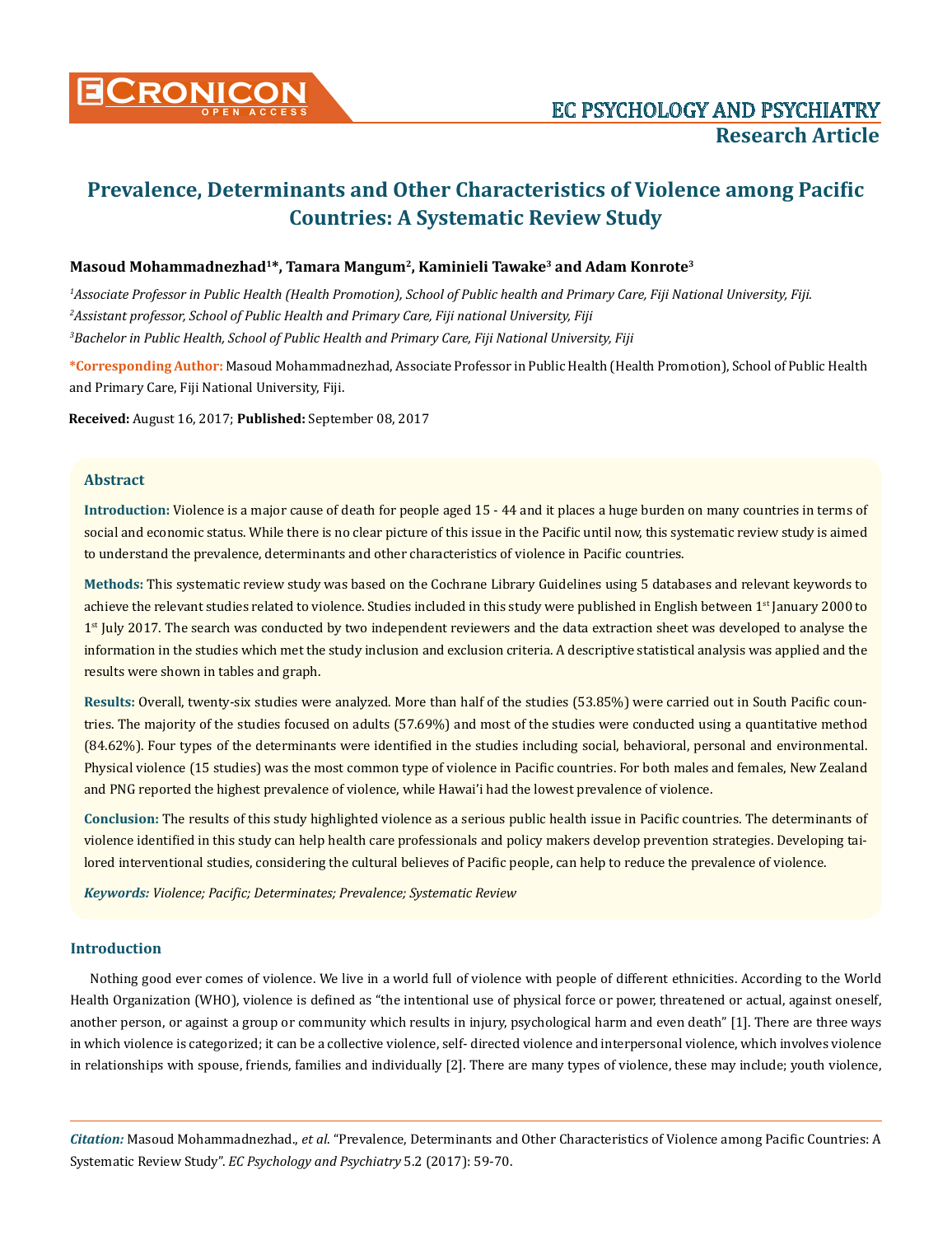# Prevalence, Determinants and Other Characteristics of Violence among Pacific Countries: A Systematic Review Study

**Masoud Mohammadnezhad[1]*, Tamara Mangum[2], Kaminieli Tawake[3] and Adam Konrote[3]**

[1]*Associate Professor in Public Health (Health Promotion), School of Public health and Primary Care, Fiji National University, Fiji.*

[2]*Assistant professor, School of Public Health and Primary Care, Fiji national University, Fiji*

[3]*Bachelor in Public Health, School of Public Health and Primary Care, Fiji National University, Fiji*

**\*Corresponding Author:** Masoud Mohammadnezhad, Associate Professor in Public Health (Health Promotion), School of Public Health and Primary Care, Fiji National University, Fiji.

**Received:** August 16, 2017; **Published:** September 08, 2017

## Abstract

**Introduction:** Violence is a major cause of death for people aged 15 - 44 and it places a huge burden on many countries in terms of social and economic status. While there is no clear picture of this issue in the Pacific until now, this systematic review study is aimed to understand the prevalence, determinants and other characteristics of violence in Pacific countries.

**Methods:** This systematic review study was based on the Cochrane Library Guidelines using 5 databases and relevant keywords to achieve the relevant studies related to violence. Studies included in this study were published in English between 1st January 2000 to 1st July 2017. The search was conducted by two independent reviewers and the data extraction sheet was developed to analyse the information in the studies which met the study inclusion and exclusion criteria. A descriptive statistical analysis was applied and the results were shown in tables and graph.

**Results:** Overall, twenty-six studies were analyzed. More than half of the studies (53.85%) were carried out in South Pacific countries. The majority of the studies focused on adults (57.69%) and most of the studies were conducted using a quantitative method (84.62%). Four types of the determinants were identified in the studies including social, behavioral, personal and environmental. Physical violence (15 studies) was the most common type of violence in Pacific countries. For both males and females, New Zealand and PNG reported the highest prevalence of violence, while Hawai'i had the lowest prevalence of violence.

**Conclusion:** The results of this study highlighted violence as a serious public health issue in Pacific countries. The determinants of violence identified in this study can help health care professionals and policy makers develop prevention strategies. Developing tailored interventional studies, considering the cultural believes of Pacific people, can help to reduce the prevalence of violence.

***Keywords:*** *Violence; Pacific; Determinates; Prevalence; Systematic Review*

## Introduction

Nothing good ever comes of violence. We live in a world full of violence with people of different ethnicities. According to the World Health Organization (WHO), violence is defined as "the intentional use of physical force or power, threatened or actual, against oneself, another person, or against a group or community which results in injury, psychological harm and even death" [1]. There are three ways in which violence is categorized; it can be a collective violence, self- directed violence and interpersonal violence, which involves violence in relationships with spouse, friends, families and individually [2]. There are many types of violence, these may include; youth violence,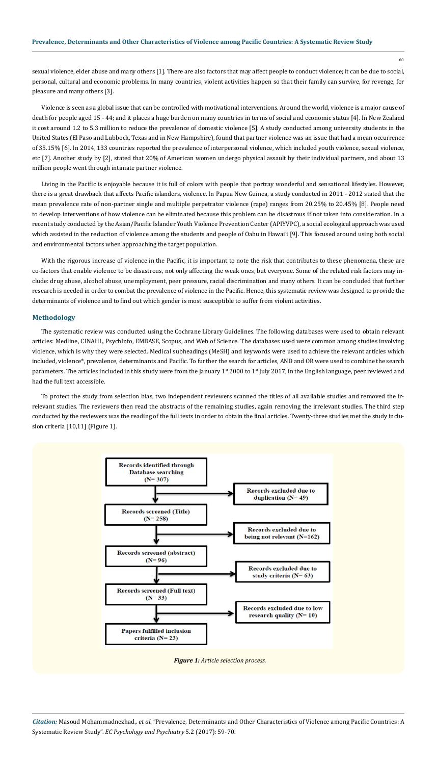sexual violence, elder abuse and many others [1]. There are also factors that may affect people to conduct violence; it can be due to social, personal, cultural and economic problems. In many countries, violent activities happen so that their family can survive, for revenge, for pleasure and many others [3].

Violence is seen as a global issue that can be controlled with motivational interventions. Around the world, violence is a major cause of death for people aged 15 - 44; and it places a huge burden on many countries in terms of social and economic status [4]. In New Zealand it cost around 1.2 to 5.3 million to reduce the prevalence of domestic violence [5]. A study conducted among university students in the United States (El Paso and Lubbock, Texas and in New Hampshire), found that partner violence was an issue that had a mean occurrence of 35.15% [6]. In 2014, 133 countries reported the prevalence of interpersonal violence, which included youth violence, sexual violence, etc [7]. Another study by [2], stated that 20% of American women undergo physical assault by their individual partners, and about 13 million people went through intimate partner violence.

Living in the Pacific is enjoyable because it is full of colors with people that portray wonderful and sensational lifestyles. However, there is a great drawback that affects Pacific islanders, violence. In Papua New Guinea, a study conducted in 2011 - 2012 stated that the mean prevalence rate of non-partner single and multiple perpetrator violence (rape) ranges from 20.25% to 20.45% [8]. People need to develop interventions of how violence can be eliminated because this problem can be disastrous if not taken into consideration. In a recent study conducted by the Asian/Pacific Islander Youth Violence Prevention Center (APIYVPC), a social ecological approach was used which assisted in the reduction of violence among the students and people of Oahu in Hawai'i [9]. This focused around using both social and environmental factors when approaching the target population.

With the rigorous increase of violence in the Pacific, it is important to note the risk that contributes to these phenomena, these are co-factors that enable violence to be disastrous, not only affecting the weak ones, but everyone. Some of the related risk factors may include: drug abuse, alcohol abuse, unemployment, peer pressure, racial discrimination and many others. It can be concluded that further research is needed in order to combat the prevalence of violence in the Pacific. Hence, this systematic review was designed to provide the determinants of violence and to find out which gender is most susceptible to suffer from violent activities.

## Methodology

The systematic review was conducted using the Cochrane Library Guidelines. The following databases were used to obtain relevant articles: Medline, CINAHL, PsychInfo, EMBASE, Scopus, and Web of Science. The databases used were common among studies involving violence, which is why they were selected. Medical subheadings (MeSH) and keywords were used to achieve the relevant articles which included, violence*, prevalence, determinants and Pacific. To further the search for articles, AND and OR were used to combine the search parameters. The articles included in this study were from the January 1st 2000 to 1st July 2017, in the English language, peer reviewed and had the full text accessible.

To protect the study from selection bias, two independent reviewers scanned the titles of all available studies and removed the irrelevant studies. The reviewers then read the abstracts of the remaining studies, again removing the irrelevant studies. The third step conducted by the reviewers was the reading of the full texts in order to obtain the final articles. Twenty-three studies met the study inclusion criteria [10,11] (Figure 1).

- **Records identified through Database searching (N= 307)** → Records excluded due to duplication (N= 49)
- **Records screened (Title) (N= 258)** → Records excluded due to being not relevant (N=162)
- **Records screened (abstract) (N= 96)** → Records excluded due to study criteria (N= 63)
- **Records screened (Full text) (N= 33)** → Records excluded due to low research quality (N= 10)
- **Papers fulfilled inclusion criteria (N= 23)**

***Figure 1:*** *Article selection process.*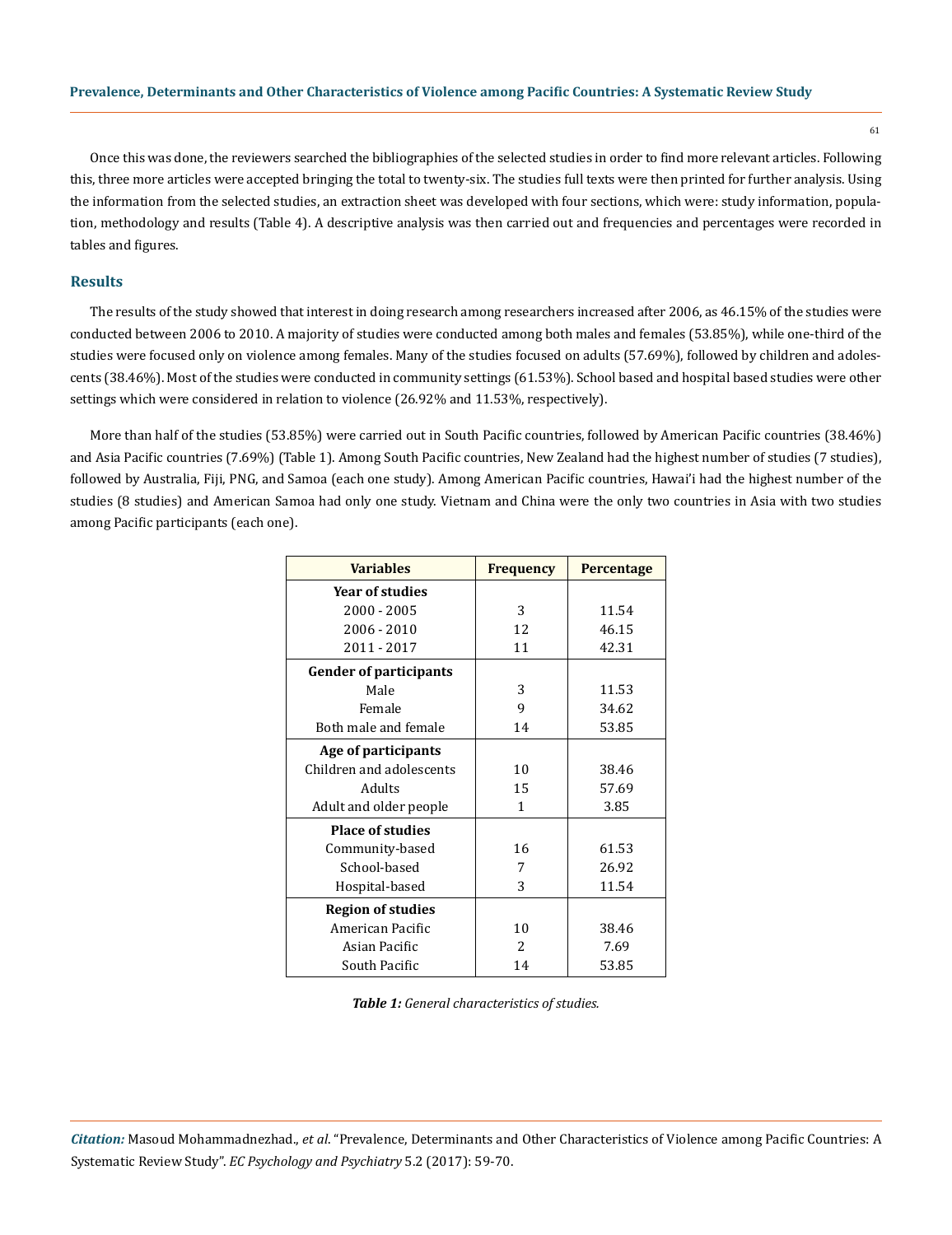Once this was done, the reviewers searched the bibliographies of the selected studies in order to find more relevant articles. Following this, three more articles were accepted bringing the total to twenty-six. The studies full texts were then printed for further analysis. Using the information from the selected studies, an extraction sheet was developed with four sections, which were: study information, population, methodology and results (Table 4). A descriptive analysis was then carried out and frequencies and percentages were recorded in tables and figures.

## Results

The results of the study showed that interest in doing research among researchers increased after 2006, as 46.15% of the studies were conducted between 2006 to 2010. A majority of studies were conducted among both males and females (53.85%), while one-third of the studies were focused only on violence among females. Many of the studies focused on adults (57.69%), followed by children and adolescents (38.46%). Most of the studies were conducted in community settings (61.53%). School based and hospital based studies were other settings which were considered in relation to violence (26.92% and 11.53%, respectively).

More than half of the studies (53.85%) were carried out in South Pacific countries, followed by American Pacific countries (38.46%) and Asia Pacific countries (7.69%) (Table 1). Among South Pacific countries, New Zealand had the highest number of studies (7 studies), followed by Australia, Fiji, PNG, and Samoa (each one study). Among American Pacific countries, Hawai'i had the highest number of the studies (8 studies) and American Samoa had only one study. Vietnam and China were the only two countries in Asia with two studies among Pacific participants (each one).

| Variables | Frequency | Percentage |
|---|---|---|
| **Year of studies** | | |
| 2000 - 2005 | 3 | 11.54 |
| 2006 - 2010 | 12 | 46.15 |
| 2011 - 2017 | 11 | 42.31 |
| **Gender of participants** | | |
| Male | 3 | 11.53 |
| Female | 9 | 34.62 |
| Both male and female | 14 | 53.85 |
| **Age of participants** | | |
| Children and adolescents | 10 | 38.46 |
| Adults | 15 | 57.69 |
| Adult and older people | 1 | 3.85 |
| **Place of studies** | | |
| Community-based | 16 | 61.53 |
| School-based | 7 | 26.92 |
| Hospital-based | 3 | 11.54 |
| **Region of studies** | | |
| American Pacific | 10 | 38.46 |
| Asian Pacific | 2 | 7.69 |
| South Pacific | 14 | 53.85 |

***Table 1:*** *General characteristics of studies.*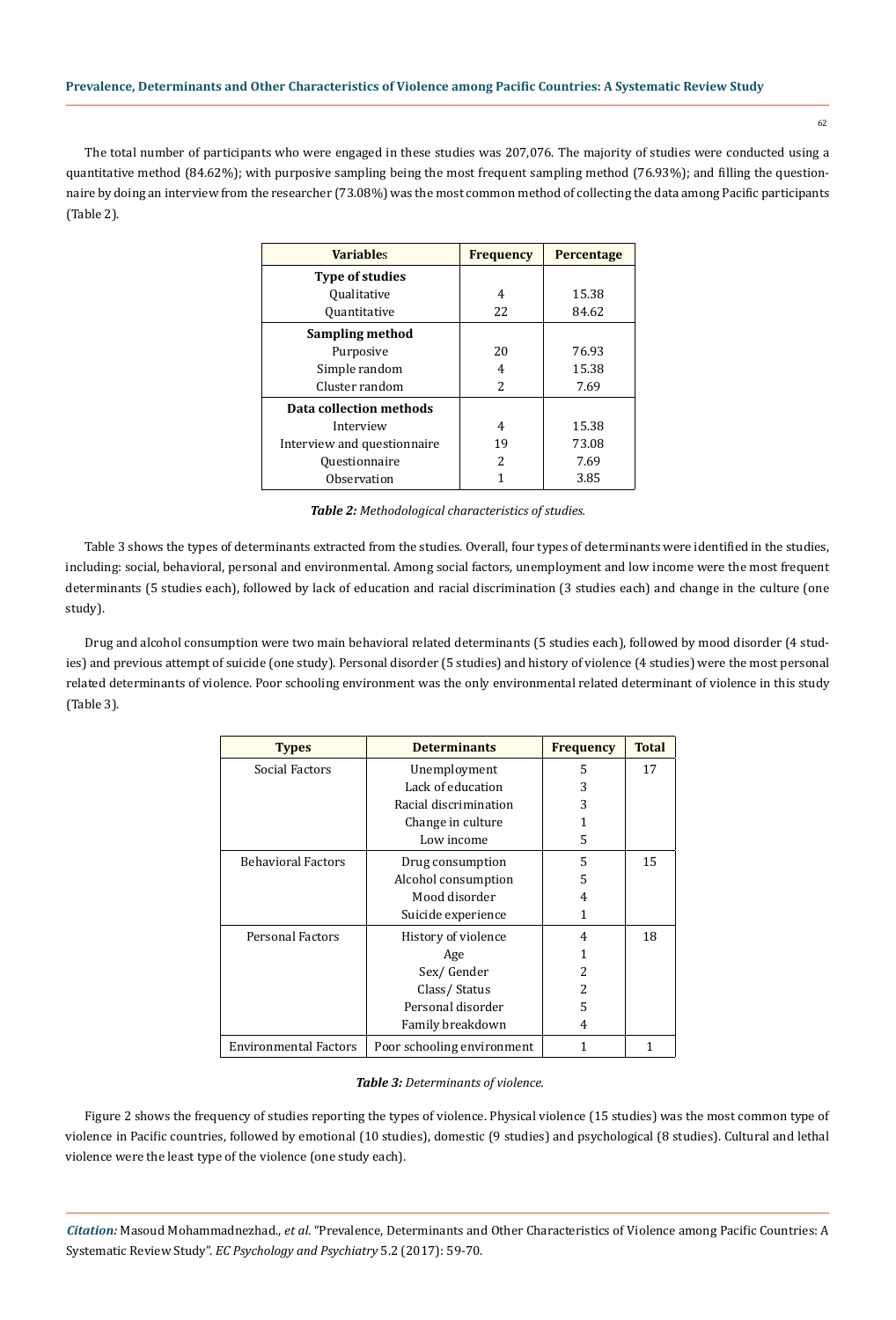The total number of participants who were engaged in these studies was 207,076. The majority of studies were conducted using a quantitative method (84.62%); with purposive sampling being the most frequent sampling method (76.93%); and filling the questionnaire by doing an interview from the researcher (73.08%) was the most common method of collecting the data among Pacific participants (Table 2).

| Variables | Frequency | Percentage |
|---|---|---|
| **Type of studies** | | |
| Qualitative | 4 | 15.38 |
| Quantitative | 22 | 84.62 |
| **Sampling method** | | |
| Purposive | 20 | 76.93 |
| Simple random | 4 | 15.38 |
| Cluster random | 2 | 7.69 |
| **Data collection methods** | | |
| Interview | 4 | 15.38 |
| Interview and questionnaire | 19 | 73.08 |
| Questionnaire | 2 | 7.69 |
| Observation | 1 | 3.85 |

***Table 2:*** *Methodological characteristics of studies.*

Table 3 shows the types of determinants extracted from the studies. Overall, four types of determinants were identified in the studies, including: social, behavioral, personal and environmental. Among social factors, unemployment and low income were the most frequent determinants (5 studies each), followed by lack of education and racial discrimination (3 studies each) and change in the culture (one study).

Drug and alcohol consumption were two main behavioral related determinants (5 studies each), followed by mood disorder (4 studies) and previous attempt of suicide (one study). Personal disorder (5 studies) and history of violence (4 studies) were the most personal related determinants of violence. Poor schooling environment was the only environmental related determinant of violence in this study (Table 3).

| Types | Determinants | Frequency | Total |
|---|---|---|---|
| Social Factors | Unemployment | 5 | 17 |
| | Lack of education | 3 | |
| | Racial discrimination | 3 | |
| | Change in culture | 1 | |
| | Low income | 5 | |
| Behavioral Factors | Drug consumption | 5 | 15 |
| | Alcohol consumption | 5 | |
| | Mood disorder | 4 | |
| | Suicide experience | 1 | |
| Personal Factors | History of violence | 4 | 18 |
| | Age | 1 | |
| | Sex/ Gender | 2 | |
| | Class/ Status | 2 | |
| | Personal disorder | 5 | |
| | Family breakdown | 4 | |
| Environmental Factors | Poor schooling environment | 1 | 1 |

***Table 3:*** *Determinants of violence.*

Figure 2 shows the frequency of studies reporting the types of violence. Physical violence (15 studies) was the most common type of violence in Pacific countries, followed by emotional (10 studies), domestic (9 studies) and psychological (8 studies). Cultural and lethal violence were the least type of the violence (one study each).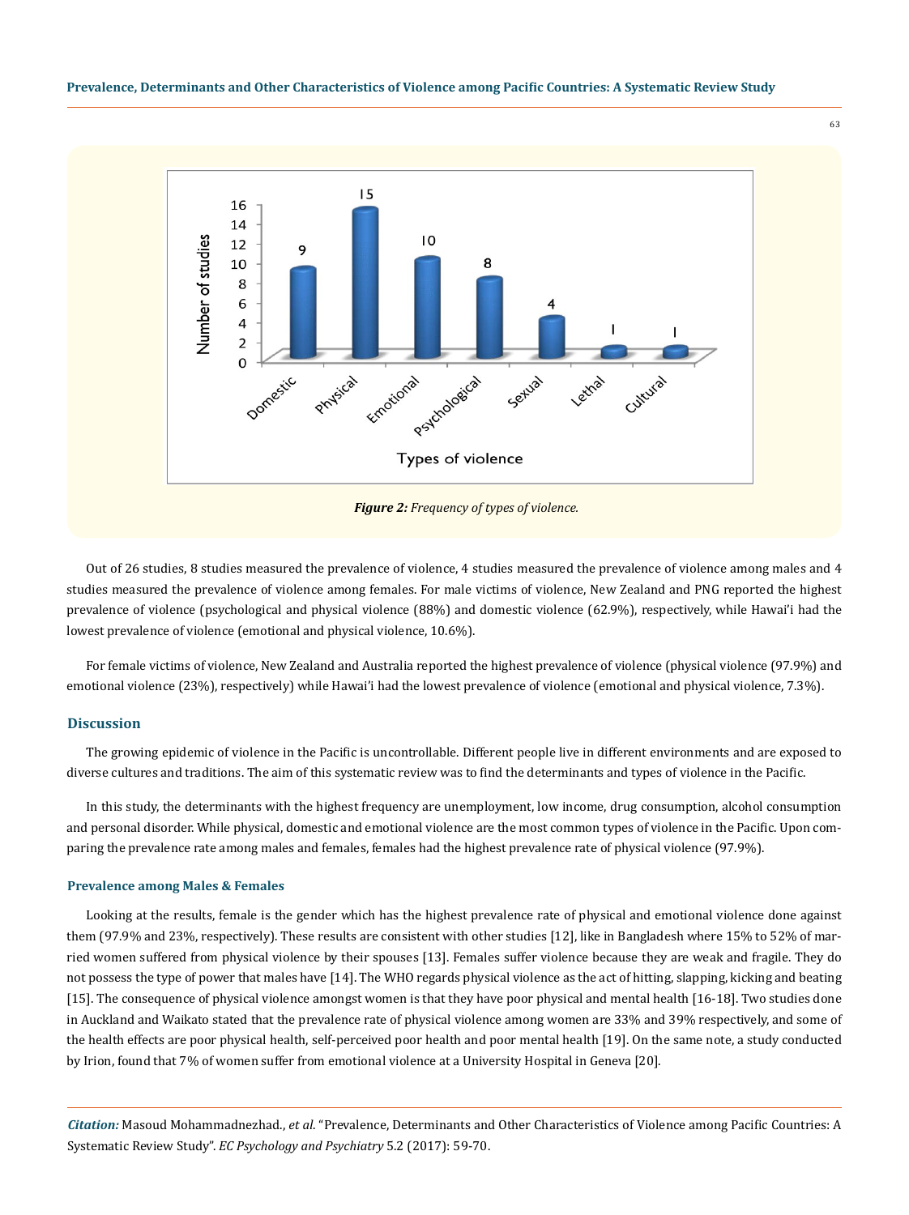Figure 2: *Frequency of types of violence.*

Out of 26 studies, 8 studies measured the prevalence of violence, 4 studies measured the prevalence of violence among males and 4 studies measured the prevalence of violence among females. For male victims of violence, New Zealand and PNG reported the highest prevalence of violence (psychological and physical violence (88%) and domestic violence (62.9%), respectively, while Hawai'i had the lowest prevalence of violence (emotional and physical violence, 10.6%).

For female victims of violence, New Zealand and Australia reported the highest prevalence of violence (physical violence (97.9%) and emotional violence (23%), respectively) while Hawai'i had the lowest prevalence of violence (emotional and physical violence, 7.3%).

## Discussion

The growing epidemic of violence in the Pacific is uncontrollable. Different people live in different environments and are exposed to diverse cultures and traditions. The aim of this systematic review was to find the determinants and types of violence in the Pacific.

In this study, the determinants with the highest frequency are unemployment, low income, drug consumption, alcohol consumption and personal disorder. While physical, domestic and emotional violence are the most common types of violence in the Pacific. Upon comparing the prevalence rate among males and females, females had the highest prevalence rate of physical violence (97.9%).

### Prevalence among Males & Females

Looking at the results, female is the gender which has the highest prevalence rate of physical and emotional violence done against them (97.9% and 23%, respectively). These results are consistent with other studies [12], like in Bangladesh where 15% to 52% of married women suffered from physical violence by their spouses [13]. Females suffer violence because they are weak and fragile. They do not possess the type of power that males have [14]. The WHO regards physical violence as the act of hitting, slapping, kicking and beating [15]. The consequence of physical violence amongst women is that they have poor physical and mental health [16-18]. Two studies done in Auckland and Waikato stated that the prevalence rate of physical violence among women are 33% and 39% respectively, and some of the health effects are poor physical health, self-perceived poor health and poor mental health [19]. On the same note, a study conducted by Irion, found that 7% of women suffer from emotional violence at a University Hospital in Geneva [20].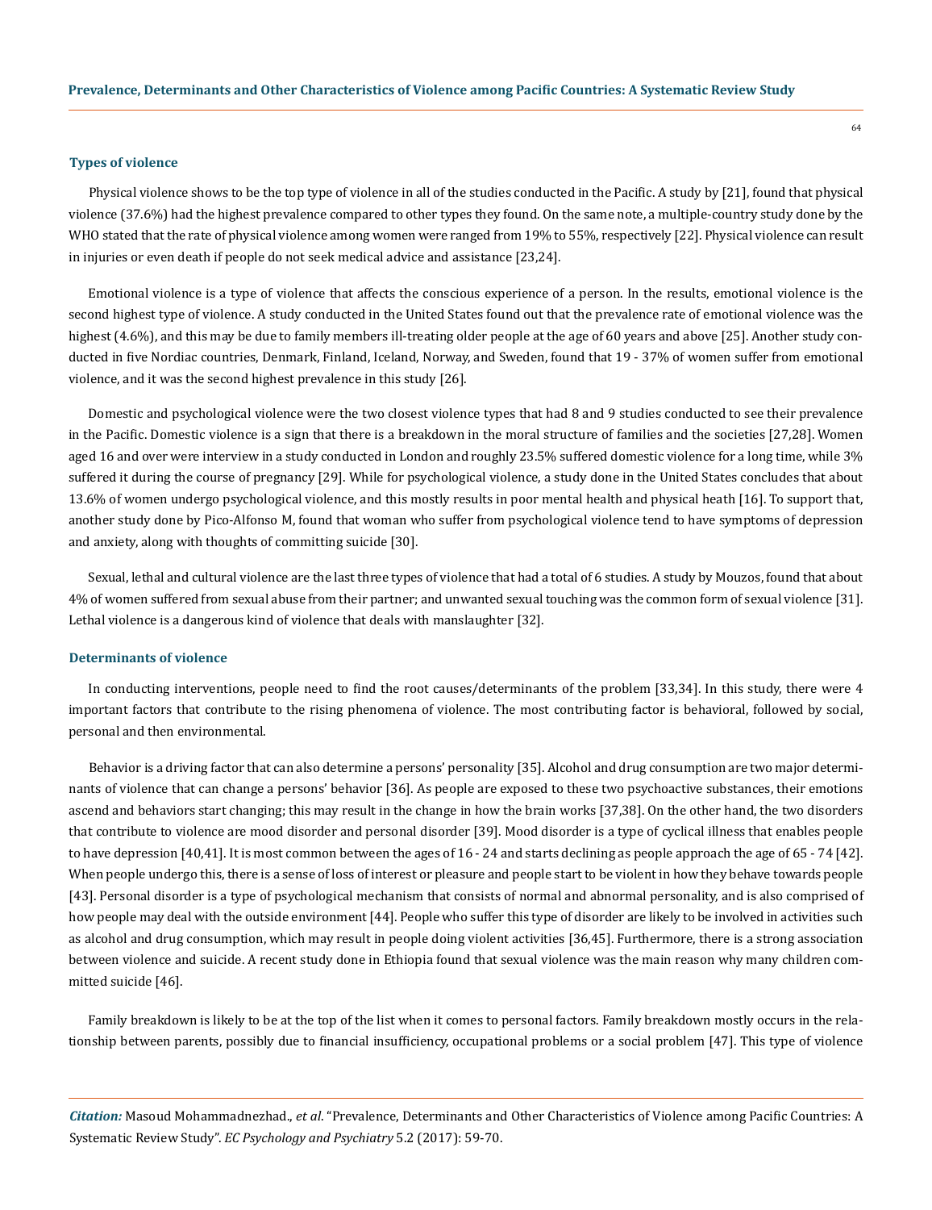### Types of violence

Physical violence shows to be the top type of violence in all of the studies conducted in the Pacific. A study by [21], found that physical violence (37.6%) had the highest prevalence compared to other types they found. On the same note, a multiple-country study done by the WHO stated that the rate of physical violence among women were ranged from 19% to 55%, respectively [22]. Physical violence can result in injuries or even death if people do not seek medical advice and assistance [23,24].

Emotional violence is a type of violence that affects the conscious experience of a person. In the results, emotional violence is the second highest type of violence. A study conducted in the United States found out that the prevalence rate of emotional violence was the highest (4.6%), and this may be due to family members ill-treating older people at the age of 60 years and above [25]. Another study conducted in five Nordiac countries, Denmark, Finland, Iceland, Norway, and Sweden, found that 19 - 37% of women suffer from emotional violence, and it was the second highest prevalence in this study [26].

Domestic and psychological violence were the two closest violence types that had 8 and 9 studies conducted to see their prevalence in the Pacific. Domestic violence is a sign that there is a breakdown in the moral structure of families and the societies [27,28]. Women aged 16 and over were interview in a study conducted in London and roughly 23.5% suffered domestic violence for a long time, while 3% suffered it during the course of pregnancy [29]. While for psychological violence, a study done in the United States concludes that about 13.6% of women undergo psychological violence, and this mostly results in poor mental health and physical heath [16]. To support that, another study done by Pico-Alfonso M, found that woman who suffer from psychological violence tend to have symptoms of depression and anxiety, along with thoughts of committing suicide [30].

Sexual, lethal and cultural violence are the last three types of violence that had a total of 6 studies. A study by Mouzos, found that about 4% of women suffered from sexual abuse from their partner; and unwanted sexual touching was the common form of sexual violence [31]. Lethal violence is a dangerous kind of violence that deals with manslaughter [32].

### Determinants of violence

In conducting interventions, people need to find the root causes/determinants of the problem [33,34]. In this study, there were 4 important factors that contribute to the rising phenomena of violence. The most contributing factor is behavioral, followed by social, personal and then environmental.

Behavior is a driving factor that can also determine a persons' personality [35]. Alcohol and drug consumption are two major determinants of violence that can change a persons' behavior [36]. As people are exposed to these two psychoactive substances, their emotions ascend and behaviors start changing; this may result in the change in how the brain works [37,38]. On the other hand, the two disorders that contribute to violence are mood disorder and personal disorder [39]. Mood disorder is a type of cyclical illness that enables people to have depression [40,41]. It is most common between the ages of 16 - 24 and starts declining as people approach the age of 65 - 74 [42]. When people undergo this, there is a sense of loss of interest or pleasure and people start to be violent in how they behave towards people [43]. Personal disorder is a type of psychological mechanism that consists of normal and abnormal personality, and is also comprised of how people may deal with the outside environment [44]. People who suffer this type of disorder are likely to be involved in activities such as alcohol and drug consumption, which may result in people doing violent activities [36,45]. Furthermore, there is a strong association between violence and suicide. A recent study done in Ethiopia found that sexual violence was the main reason why many children committed suicide [46].

Family breakdown is likely to be at the top of the list when it comes to personal factors. Family breakdown mostly occurs in the relationship between parents, possibly due to financial insufficiency, occupational problems or a social problem [47]. This type of violence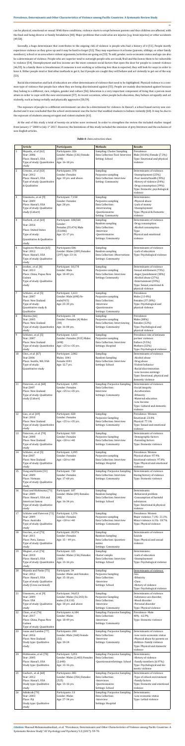can be physical, emotional or sexual. With these conditions, violence starts to erupt between parents and thus children are affected, with the final end being divorce or family breakdown [48]. Major problems that could arise are injuries (e.g. brain injuries) or other accidents [49,50].

Secondly, a huge determinant that contributes to the ongoing risk of violence is people who had a history of it [51]. People mostly experience violence as they grow up and it may be hard to forget [52]. They may experience it at home (parents, siblings, or other family members), school or an area where violent arguments/activities are going on [53]. To add, gender, socio-economic status and age can also be a determinant of violence. People who are superior tend to outweigh people who are weak/frail and this leaves them to be vulnerable to violence [54]. Unemployment and low income are the most common social factors that open the door for people to commit violence [46,55]. In a family there is breadwinner, if someone is not working or achieving less than is expected, they will look for ways in order to have it. Either people steal or find other methods to get it, but if people are caught they will behave and act violently to get out of the way [52].

Racial discrimination and lack of education are other determinants of violence that need to be highlighted. Physical violence is a common type of violence that people face when they are being discriminated against [55]. People are mainly discriminated against because they belong to a different; race, religion, gender and culture [56]. Education is a very important component of living that a person must attain in order to cope with the new environment [57]. In recent occasions, when people lack education, they behave arrogantly and act violently, such as being verbally and physically aggressive [58,59].

The exposure of people to a different environment can also be a determinant for violence. In Hawai'i, a school based survey was conducted and it was concluded that the school environment was the factor that enabled students to behave violently [60]. It may be due to the exposure of students among arrogant and violent students [61].

At the end of this study a total of twenty-six articles were reviewed. In order to strengthen the review the included studies ranged from January 1st 2000 to July 1st 2017. However, the limitations of this study included the omission of grey literature and the exclusion of non-English articles.

**Table 4:** Data extraction sheet.

| | Article | Participants | Methods | Results |
|---|---|---|---|---|
| 1 | Mayeda., et al. [62]<br>Year: 2006<br>Place: Hawai'i, USA<br>Type of study: Quantitative study | Participants: 326<br>Gender: Males (136) Female (190)<br>Age: 16-18 yrs. | Sampling: Cluster Sampling<br>Data Collection Tool: Interview<br>Setting: School | Prevalence:<br>Male (10.6%) Female (7.3%)<br>Type: Emotional and physical violence |
| 2 | Crowne., et al. [63]<br>Year: 2012<br>Place: Hawai'i, USA<br>Type of study: Quantitative & Qualitative | Participants: 378<br>Gender: Females<br>Age: 19 yrs. and above. | Sampling:<br>Purposive sampling<br>Data Collection: Interview<br>Setting: Community | Determinants of violence:<br>-Unemployment (25%)<br>-Poor mental health (39%)<br>-History of violence (54%)<br>-Drug consumption (39%)<br>Type: Domestic, psychological violence |
| 3 | Umemoto., et al. [9]<br>Year: 2009<br>Place: Hawai'i, USA<br>Type of study: Qualitative study (Cohort) | Participants: 7,158<br>Gender: Females<br>Age: 28 yrs. | Sampling:<br>Purposive sampling<br>Data Collection:<br>-Interviewing<br>-Questionnaires<br>Setting: Community | Determinants:<br>-Physical abuse<br>-Lack of money<br>-Unemployment<br>Type: Physical & Domestic violence |
| 4 | Hatford., et al. [64]<br>Year: 2016<br>Place: United States<br>Type of study:<br>Quantitative & Qualitative study | Participants: 100,560<br>Gender:<br>Females (55,474) Male (53,846)<br>Age: 12-17 yrs. | Sampling:<br>Random sampling<br>Data Collection:<br>-Interview<br>-Questionnaires<br>Settings: Community | Determinants of violence<br>-Drug consumption<br>-Alcohol consumption<br>Type:<br>Physical and emotional violence |
| 5 | Sugimoto-Matsuda [65]<br>Year: 2012<br>Place: Hawai'i, USA<br>Type of study: Qualitative study | Participants:586<br>Gender: Males (289) Females (297) Age: 13-16 | Sampling:<br>Random sampling<br>Data Collection: Observations<br>Settings: Community | Determinants of violence<br>-Lack of education<br>Type: Psychological violence |
| 6 | Jewkes., et al. [8]<br>Year: 2013<br>Place: China, Papua New Guinea<br>Type of study: Qualitative study | Participants: 10,178<br>Gender: Male<br>Age: 18-49 yrs. | Sampling:<br>Purposive sampling<br>Data Collection: Interview<br>Settings: Community | Determinants of violence<br>-Sexual entitlement (73%)<br>-Anger/punishment (38%)<br>-Alcohol abuse (27%)<br>-Entertainment (59%)<br>Type: Sexual, emotional & physical violence |
| 7 | Schluter., et al. [5]<br>Year: 2007<br>Place: New Zealand<br>Type of study:<br>Quantitative study & qualitative | Participants: 1,613<br>Gender: Male (698) Female(915)<br>Age: 25-35 yrs. | Sampling:<br>Purposive sampling<br>Data Collection:<br>-Interview<br>-Questionnaire<br>Settings: Community | Prevalence:<br>Males (11-8%)<br>Females (37-28%)<br>Type: Psychological and physical violence |
| 8 | Sharma [66]<br>Year: 2005<br>Place: New Zealand<br>Type of study: Quantitative study | Participants: 34<br>Gender: Females (4) Males (30)<br>Age: 16-84 yrs. | Sampling:<br>Purposive sampling<br>Data Collection: Interviewing<br>Setting: Community | Prevalence:<br>Males (88%)<br>Females (12%)<br>Type: Psychological and physical violence |
| 9 | Schluter., et al. [5]<br>Year: 2007<br>Place: New Zealand<br>Type of study: Quantitative study | Participants: 1,613<br>Gender: Females (915) Males (698)<br>Age: <25 to >35 yrs. | Sampling:<br>Purposive sampling<br>Data Collection: Interview<br>Settings: Hospital | Prevalence rate of intimate partner violence:<br>Fathers (9.5%)<br>Mothers (32%)<br>Type: Psychological violence |
| 10 | Chen., et al. [67]<br>Year:2006<br>Place: Seattle, WA, USA<br>Type of study:<br>Quantitative study | Participants: 2,002<br>Males: 1041<br>Female:1041<br>Age: 12.7 yrs. | Sampling:<br>Random Sampling<br>Data Collection: Interview<br>Settings: School | Determinants of violence:<br>-Alcohol abuse<br>-Drug abuse<br>-Violent behavior<br>-Racial discrimination<br>-Low-income earnings<br>Type: Emotional, physical and domestic violence |
| 11 | Paterson., et al. [68]<br>Year: 2007<br>Place: New Zealand<br>Type of study: Qualitative study (Cohort) | Participants: 1,095<br>Gender: Females<br>Age: <25 to >35 yrs. | Sampling: Purposive Sampling<br>Data Collection:<br>Interview<br>Settings: Community | Determinants of violence:<br>-Social inequity<br>-Acculturation<br>-Ethnicity<br>-Maternal education<br>-Low Income<br>Type: Cultural and domestic violence |
| 12 | Gao., et al. [69]<br>Year: 2010<br>Place: New Zealand<br>Type of study: Quantitative study | Participants: 828<br>Gender: Females<br>Age: <25 to >35 yrs. | Sampling:<br>Purposive Sampling<br>Data Collection: Interview<br>Settings: Community | Prevalence- Women<br>Emotional: 23.8%<br>Physical: 77.1%<br>Type: Sexual and emotional violence |
| 13 | Paterson., et al. [70]<br>Year: 2008<br>Place: New Zealand<br>Type of study: Qualitative study | Participants: 920<br>Gender: Females<br>Age: <20 to >40 | Sampling:<br>Purposive Sampling<br>Data Collection: Interview<br>Settings: Community | Determinants of violence<br>-Demographic factors<br>-Parenting factors<br>Type: Domestic violence |
| 14 | Schluter., et al. [5]<br>Year:2007<br>Place: New Zealand<br>Type of study: Qualitative study | Participants: 1,095<br>Gender: Females<br>Age: <20 to >40 | Sampling:<br>Purposive sampling<br>Data Collection: Interview<br>Settings: Hospital | Prevalence: Women<br>Physical abuse: 97.9%<br>Emotional violence: 97.8%<br>Type: Physical and emotional violence |
| 15 | Vung and Krantz [51]<br>Year: 2009<br>Place: Vietnam<br>Type of study: Qualitative study | Participants: 730<br>Gender: Females<br>Age: 17-60 yrs. | Sampling: Purposive Sampling<br>Data Collection: Interview<br>Settings: Community | Determinants of violence<br>Having history of violence<br>Type: Domestic violence |
| 16 | Fiaui and Hishinuma [71]<br>Year: 2009<br>Place: Hawai'i, USA and American Samoa<br>Type of study: Qualitative study | Participants: 187<br>Gender: Male (89) Females (98)<br>Age: 16-34 yrs. | Sampling:<br>Random Sampling<br>Data Collection: Interview<br>Settings: School | Determinants:<br>-Behavioral problem<br>-Consumption of harmful substances<br>Type: Emotional & physical violence |
| 17 | Schluter and Paterson [72]<br>Year: 2009<br>Place: Australia<br>Type of study: Qualitative study | Participants: 1,376<br>Gender: Females<br>Age: <20 to >40 | Sampling:<br>Purposive sampling<br>Data Collection: Interview<br>Settings: Community | Prevalence: Women<br>Major violence: 7.1% - 23.1%<br>Minor violence: 6.1% - 18.7%<br>Type: Physical violence |
| 18 | Devries., et al. [73]<br>Year: 2011<br>Place: Peru, Samoa<br>Type of study: Quantitative study | Participants: 20,976<br>Gender: Females<br>Age: 15 – 49 yrs. | Sampling:<br>Random Sampling<br>Data Collection: Questionnaires<br>Settings: Community | Determinants of violence<br>Suicide<br>Type: Physical and sexual violence |
| 19 | Wegner., et al. [74]<br>Year: 2010<br>Place: Hawai'i, USA<br>Type of study: Quantitative study | Participants: 325<br>Gender: Males (136) Females (189)<br>Age: 13-16 yrs. | Sampling:<br>Cluster sample<br>Data Collection: Interview<br>Settings: School | Determinants:<br>-Lack of education<br>-Unemployment<br>Type: Psychological violence |
| 20 | Mayeda and Pasko [75]<br>Year: 2012<br>Place: Hawai'i, USA<br>Type of study: Qualitative study (Cross-sectional) | Participants: 34<br>Gender: Males and Females<br>Age: 15-18 yrs. | Sampling:<br>Purposive Sampling<br>Data Collection:<br>-Interview<br>Settings: School | Determinants of violence<br>-Sex<br>-Ethnicity<br>-Class<br>-History of violence<br>Type: Psychological violence |
| 21 | Umemoto., et al. [9]<br>Year: 2009<br>Place: USA<br>Type of study: Qualitative study | Participants: 34,653<br>Gender: Males (16,543) Females (18,110)<br>Age: 18 yrs. and above | Sampling:<br>Purposive Sampling<br>Data Collection:<br>-Interview<br>Settings: Community | Determinants of violence<br>-Substance use disorder,<br>-Mood disorder<br>-Personal disorder<br>Type: Physical violence |
| 22 | Chen., et al. [76]<br>Year: 2017<br>Place: China, Papua New Guinea<br>Type of study: Quantitative | Participants: 6,184<br>Gender: Males<br>Age: 18-49 yrs. | Sampling: Purposive Sampling<br>Data Collection:<br>-Interview<br>Settings: Community | Prevalence- Male<br>40% - 62.9%<br>Type: Domestic violence |
| 23 | Ivane and Lembie [77]<br>Year: 2016<br>Place: New Zealand<br>Study type: Qualitative study | Participants: 200<br>Gender: Male (168) Female (32)<br>Age: 10-24 | Sampling: Purposive Sampling<br>Data Collection:<br>-Interview<br>Settings: Community | Determinants of violence<br>-Low socio-economic status<br>-Physical abuse by parents on children- Family violence<br>Type: Physical and domestic violence |
| 24 | Hishinuma., et al. [78]<br>Year: 2005<br>Place: Hawai'i, USA<br>Study type: Qualitative study | Participants: 5,051<br>Gender: Males (2,403) Females (2,648)<br>Age: 13-16 yrs. | Sampling: Purposive Sampling<br>Data Collection:<br>-QuestionnaireSettings: School | Determinants:<br>-History of violence<br>-Family members (6.97%)<br>Type: Psychological and domestic violence |
| 25 | Goebert., et al. [60]<br>Year: 2012<br>Place: Hawai'i, USA<br>Type of study: Qualitative study | Participants: 881<br>Gender: Males (356) Females (525)<br>Age: 13-16 yrs. | Sampling: Purposive Sampling<br>Data Collection:<br>-Interview<br>-Questionnaires<br>Settings: School | Determinants of violence<br>-Type of school environment<br>-Family factors<br>Type: Domestic and emotional violence |
| 26 | Adinkrah [79]<br>Year: 2003<br>Place: Fiji<br>Study type: Qualitative study | Participants: 13<br>Gender: Males<br>Age: 27-34 yrs. | Sampling: Purposive Sampling<br>Data Collection:<br>-Interview<br>Settings: Hospital | Determinants:<br>-Low economic status<br>Type: Lethal violence |

*Citation:* Masoud Mohammadnezhad., et al. "Prevalence, Determinants and Other Characteristics of Violence among Pacific Countries: A Systematic Review Study". *EC Psychology and Psychiatry* 5.2 (2017): 59-70.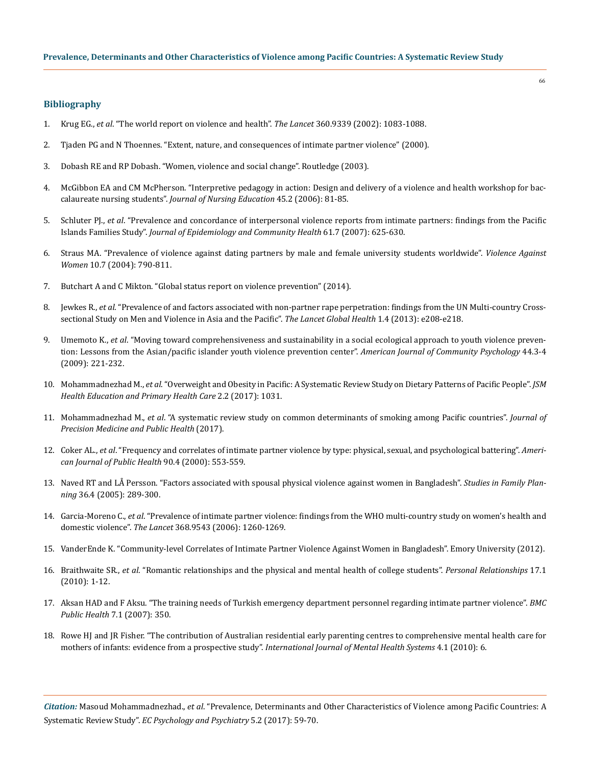## Bibliography

1. Krug EG., *et al*. "The world report on violence and health". *The Lancet* 360.9339 (2002): 1083-1088.
2. Tjaden PG and N Thoennes. "Extent, nature, and consequences of intimate partner violence" (2000).
3. Dobash RE and RP Dobash. "Women, violence and social change". Routledge (2003).
4. McGibbon EA and CM McPherson. "Interpretive pedagogy in action: Design and delivery of a violence and health workshop for baccalaureate nursing students". *Journal of Nursing Education* 45.2 (2006): 81-85.
5. Schluter PJ., *et al*. "Prevalence and concordance of interpersonal violence reports from intimate partners: findings from the Pacific Islands Families Study". *Journal of Epidemiology and Community Health* 61.7 (2007): 625-630.
6. Straus MA. "Prevalence of violence against dating partners by male and female university students worldwide". *Violence Against Women* 10.7 (2004): 790-811.
7. Butchart A and C Mikton. "Global status report on violence prevention" (2014).
8. Jewkes R., *et al*. "Prevalence of and factors associated with non-partner rape perpetration: findings from the UN Multi-country Cross-sectional Study on Men and Violence in Asia and the Pacific". *The Lancet Global Health* 1.4 (2013): e208-e218.
9. Umemoto K., *et al*. "Moving toward comprehensiveness and sustainability in a social ecological approach to youth violence prevention: Lessons from the Asian/pacific islander youth violence prevention center". *American Journal of Community Psychology* 44.3-4 (2009): 221-232.
10. Mohammadnezhad M., *et al*. "Overweight and Obesity in Pacific: A Systematic Review Study on Dietary Patterns of Pacific People". *JSM Health Education and Primary Health Care* 2.2 (2017): 1031.
11. Mohammadnezhad M., *et al*. "A systematic review study on common determinants of smoking among Pacific countries". *Journal of Precision Medicine and Public Health* (2017).
12. Coker AL., *et al*. "Frequency and correlates of intimate partner violence by type: physical, sexual, and psychological battering". *American Journal of Public Health* 90.4 (2000): 553-559.
13. Naved RT and LÅ Persson. "Factors associated with spousal physical violence against women in Bangladesh". *Studies in Family Planning* 36.4 (2005): 289-300.
14. Garcia-Moreno C., *et al*. "Prevalence of intimate partner violence: findings from the WHO multi-country study on women's health and domestic violence". *The Lancet* 368.9543 (2006): 1260-1269.
15. VanderEnde K. "Community-level Correlates of Intimate Partner Violence Against Women in Bangladesh". Emory University (2012).
16. Braithwaite SR., *et al*. "Romantic relationships and the physical and mental health of college students". *Personal Relationships* 17.1 (2010): 1-12.
17. Aksan HAD and F Aksu. "The training needs of Turkish emergency department personnel regarding intimate partner violence". *BMC Public Health* 7.1 (2007): 350.
18. Rowe HJ and JR Fisher. "The contribution of Australian residential early parenting centres to comprehensive mental health care for mothers of infants: evidence from a prospective study". *International Journal of Mental Health Systems* 4.1 (2010): 6.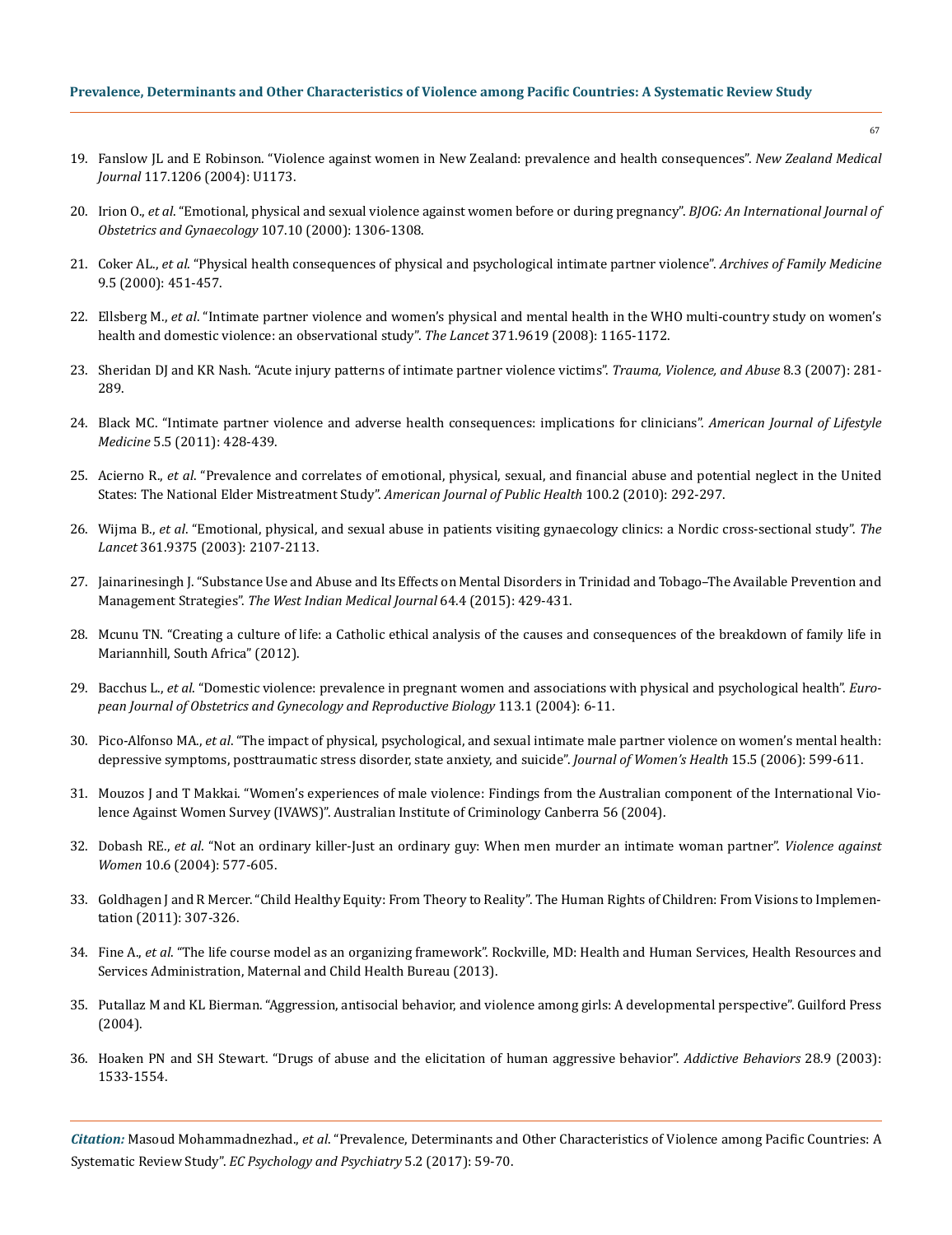19. Fanslow JL and E Robinson. "Violence against women in New Zealand: prevalence and health consequences". *New Zealand Medical Journal* 117.1206 (2004): U1173.

20. Irion O., *et al*. "Emotional, physical and sexual violence against women before or during pregnancy". *BJOG: An International Journal of Obstetrics and Gynaecology* 107.10 (2000): 1306-1308.

21. Coker AL., *et al*. "Physical health consequences of physical and psychological intimate partner violence". *Archives of Family Medicine* 9.5 (2000): 451-457.

22. Ellsberg M., *et al*. "Intimate partner violence and women's physical and mental health in the WHO multi-country study on women's health and domestic violence: an observational study". *The Lancet* 371.9619 (2008): 1165-1172.

23. Sheridan DJ and KR Nash. "Acute injury patterns of intimate partner violence victims". *Trauma, Violence, and Abuse* 8.3 (2007): 281-289.

24. Black MC. "Intimate partner violence and adverse health consequences: implications for clinicians". *American Journal of Lifestyle Medicine* 5.5 (2011): 428-439.

25. Acierno R., *et al*. "Prevalence and correlates of emotional, physical, sexual, and financial abuse and potential neglect in the United States: The National Elder Mistreatment Study". *American Journal of Public Health* 100.2 (2010): 292-297.

26. Wijma B., *et al*. "Emotional, physical, and sexual abuse in patients visiting gynaecology clinics: a Nordic cross-sectional study". *The Lancet* 361.9375 (2003): 2107-2113.

27. Jainarinesingh J. "Substance Use and Abuse and Its Effects on Mental Disorders in Trinidad and Tobago–The Available Prevention and Management Strategies". *The West Indian Medical Journal* 64.4 (2015): 429-431.

28. Mcunu TN. "Creating a culture of life: a Catholic ethical analysis of the causes and consequences of the breakdown of family life in Mariannhill, South Africa" (2012).

29. Bacchus L., *et al*. "Domestic violence: prevalence in pregnant women and associations with physical and psychological health". *European Journal of Obstetrics and Gynecology and Reproductive Biology* 113.1 (2004): 6-11.

30. Pico-Alfonso MA., *et al*. "The impact of physical, psychological, and sexual intimate male partner violence on women's mental health: depressive symptoms, posttraumatic stress disorder, state anxiety, and suicide". *Journal of Women's Health* 15.5 (2006): 599-611.

31. Mouzos J and T Makkai. "Women's experiences of male violence: Findings from the Australian component of the International Violence Against Women Survey (IVAWS)". Australian Institute of Criminology Canberra 56 (2004).

32. Dobash RE., *et al*. "Not an ordinary killer-Just an ordinary guy: When men murder an intimate woman partner". *Violence against Women* 10.6 (2004): 577-605.

33. Goldhagen J and R Mercer. "Child Healthy Equity: From Theory to Reality". The Human Rights of Children: From Visions to Implementation (2011): 307-326.

34. Fine A., *et al*. "The life course model as an organizing framework". Rockville, MD: Health and Human Services, Health Resources and Services Administration, Maternal and Child Health Bureau (2013).

35. Putallaz M and KL Bierman. "Aggression, antisocial behavior, and violence among girls: A developmental perspective". Guilford Press (2004).

36. Hoaken PN and SH Stewart. "Drugs of abuse and the elicitation of human aggressive behavior". *Addictive Behaviors* 28.9 (2003): 1533-1554.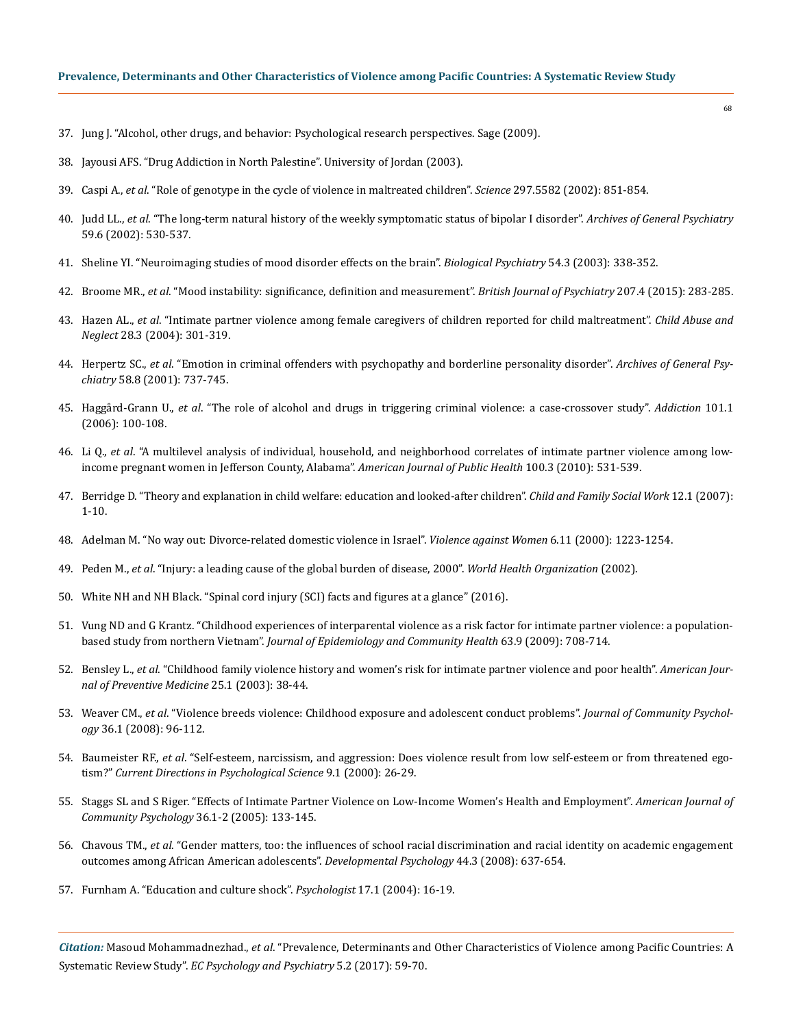37. Jung J. "Alcohol, other drugs, and behavior: Psychological research perspectives. Sage (2009).
38. Jayousi AFS. "Drug Addiction in North Palestine". University of Jordan (2003).
39. Caspi A., *et al*. "Role of genotype in the cycle of violence in maltreated children". *Science* 297.5582 (2002): 851-854.
40. Judd LL., *et al*. "The long-term natural history of the weekly symptomatic status of bipolar I disorder". *Archives of General Psychiatry* 59.6 (2002): 530-537.
41. Sheline YI. "Neuroimaging studies of mood disorder effects on the brain". *Biological Psychiatry* 54.3 (2003): 338-352.
42. Broome MR., *et al*. "Mood instability: significance, definition and measurement". *British Journal of Psychiatry* 207.4 (2015): 283-285.
43. Hazen AL., *et al*. "Intimate partner violence among female caregivers of children reported for child maltreatment". *Child Abuse and Neglect* 28.3 (2004): 301-319.
44. Herpertz SC., *et al*. "Emotion in criminal offenders with psychopathy and borderline personality disorder". *Archives of General Psychiatry* 58.8 (2001): 737-745.
45. Haggård-Grann U., *et al*. "The role of alcohol and drugs in triggering criminal violence: a case-crossover study". *Addiction* 101.1 (2006): 100-108.
46. Li Q., *et al*. "A multilevel analysis of individual, household, and neighborhood correlates of intimate partner violence among low-income pregnant women in Jefferson County, Alabama". *American Journal of Public Health* 100.3 (2010): 531-539.
47. Berridge D. "Theory and explanation in child welfare: education and looked-after children". *Child and Family Social Work* 12.1 (2007): 1-10.
48. Adelman M. "No way out: Divorce-related domestic violence in Israel". *Violence against Women* 6.11 (2000): 1223-1254.
49. Peden M., *et al*. "Injury: a leading cause of the global burden of disease, 2000". *World Health Organization* (2002).
50. White NH and NH Black. "Spinal cord injury (SCI) facts and figures at a glance" (2016).
51. Vung ND and G Krantz. "Childhood experiences of interparental violence as a risk factor for intimate partner violence: a population-based study from northern Vietnam". *Journal of Epidemiology and Community Health* 63.9 (2009): 708-714.
52. Bensley L., *et al*. "Childhood family violence history and women's risk for intimate partner violence and poor health". *American Journal of Preventive Medicine* 25.1 (2003): 38-44.
53. Weaver CM., *et al*. "Violence breeds violence: Childhood exposure and adolescent conduct problems". *Journal of Community Psychology* 36.1 (2008): 96-112.
54. Baumeister RF., *et al*. "Self-esteem, narcissism, and aggression: Does violence result from low self-esteem or from threatened egotism?" *Current Directions in Psychological Science* 9.1 (2000): 26-29.
55. Staggs SL and S Riger. "Effects of Intimate Partner Violence on Low-Income Women's Health and Employment". *American Journal of Community Psychology* 36.1-2 (2005): 133-145.
56. Chavous TM., *et al*. "Gender matters, too: the influences of school racial discrimination and racial identity on academic engagement outcomes among African American adolescents". *Developmental Psychology* 44.3 (2008): 637-654.
57. Furnham A. "Education and culture shock". *Psychologist* 17.1 (2004): 16-19.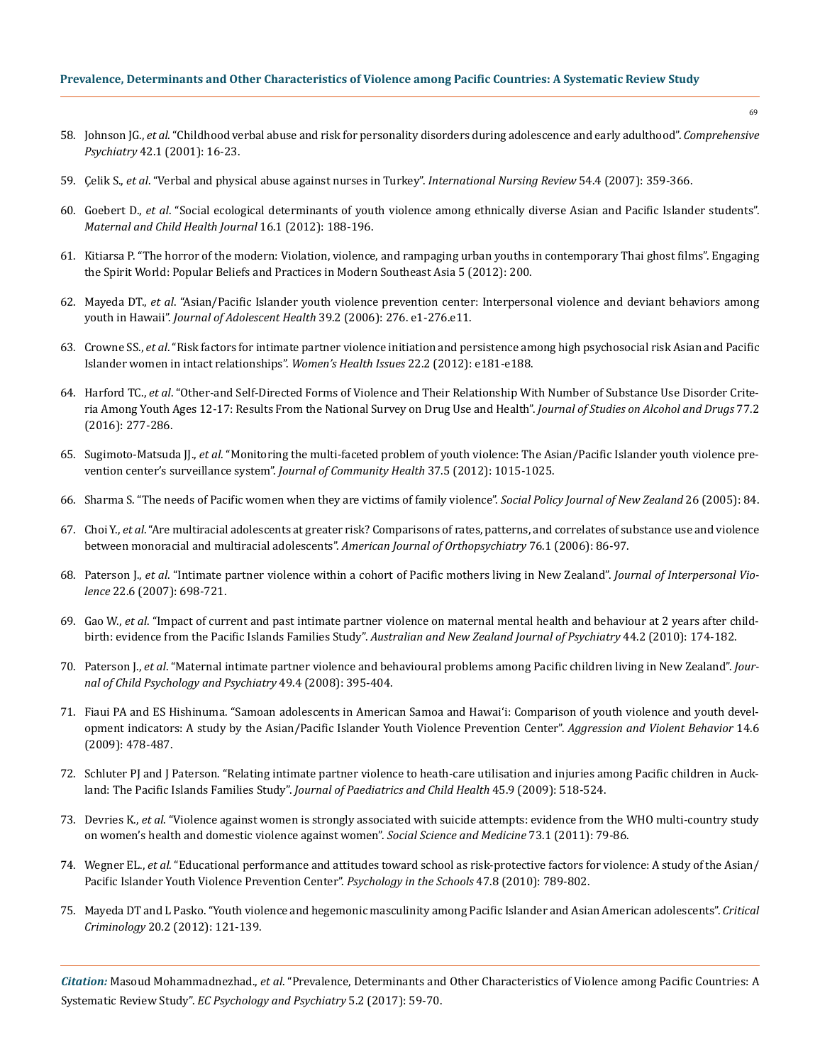58. Johnson JG., *et al*. "Childhood verbal abuse and risk for personality disorders during adolescence and early adulthood". *Comprehensive Psychiatry* 42.1 (2001): 16-23.

59. Çelik S., *et al*. "Verbal and physical abuse against nurses in Turkey". *International Nursing Review* 54.4 (2007): 359-366.

60. Goebert D., *et al*. "Social ecological determinants of youth violence among ethnically diverse Asian and Pacific Islander students". *Maternal and Child Health Journal* 16.1 (2012): 188-196.

61. Kitiarsa P. "The horror of the modern: Violation, violence, and rampaging urban youths in contemporary Thai ghost films". Engaging the Spirit World: Popular Beliefs and Practices in Modern Southeast Asia 5 (2012): 200.

62. Mayeda DT., *et al*. "Asian/Pacific Islander youth violence prevention center: Interpersonal violence and deviant behaviors among youth in Hawaii". *Journal of Adolescent Health* 39.2 (2006): 276. e1-276.e11.

63. Crowne SS., *et al*. "Risk factors for intimate partner violence initiation and persistence among high psychosocial risk Asian and Pacific Islander women in intact relationships". *Women's Health Issues* 22.2 (2012): e181-e188.

64. Harford TC., *et al*. "Other-and Self-Directed Forms of Violence and Their Relationship With Number of Substance Use Disorder Criteria Among Youth Ages 12-17: Results From the National Survey on Drug Use and Health". *Journal of Studies on Alcohol and Drugs* 77.2 (2016): 277-286.

65. Sugimoto-Matsuda JJ., *et al*. "Monitoring the multi-faceted problem of youth violence: The Asian/Pacific Islander youth violence prevention center's surveillance system". *Journal of Community Health* 37.5 (2012): 1015-1025.

66. Sharma S. "The needs of Pacific women when they are victims of family violence". *Social Policy Journal of New Zealand* 26 (2005): 84.

67. Choi Y., *et al*. "Are multiracial adolescents at greater risk? Comparisons of rates, patterns, and correlates of substance use and violence between monoracial and multiracial adolescents". *American Journal of Orthopsychiatry* 76.1 (2006): 86-97.

68. Paterson J., *et al*. "Intimate partner violence within a cohort of Pacific mothers living in New Zealand". *Journal of Interpersonal Violence* 22.6 (2007): 698-721.

69. Gao W., *et al*. "Impact of current and past intimate partner violence on maternal mental health and behaviour at 2 years after childbirth: evidence from the Pacific Islands Families Study". *Australian and New Zealand Journal of Psychiatry* 44.2 (2010): 174-182.

70. Paterson J., *et al*. "Maternal intimate partner violence and behavioural problems among Pacific children living in New Zealand". *Journal of Child Psychology and Psychiatry* 49.4 (2008): 395-404.

71. Fiaui PA and ES Hishinuma. "Samoan adolescents in American Samoa and Hawai'i: Comparison of youth violence and youth development indicators: A study by the Asian/Pacific Islander Youth Violence Prevention Center". *Aggression and Violent Behavior* 14.6 (2009): 478-487.

72. Schluter PJ and J Paterson. "Relating intimate partner violence to heath-care utilisation and injuries among Pacific children in Auckland: The Pacific Islands Families Study". *Journal of Paediatrics and Child Health* 45.9 (2009): 518-524.

73. Devries K., *et al*. "Violence against women is strongly associated with suicide attempts: evidence from the WHO multi-country study on women's health and domestic violence against women". *Social Science and Medicine* 73.1 (2011): 79-86.

74. Wegner EL., *et al*. "Educational performance and attitudes toward school as risk-protective factors for violence: A study of the Asian/Pacific Islander Youth Violence Prevention Center". *Psychology in the Schools* 47.8 (2010): 789-802.

75. Mayeda DT and L Pasko. "Youth violence and hegemonic masculinity among Pacific Islander and Asian American adolescents". *Critical Criminology* 20.2 (2012): 121-139.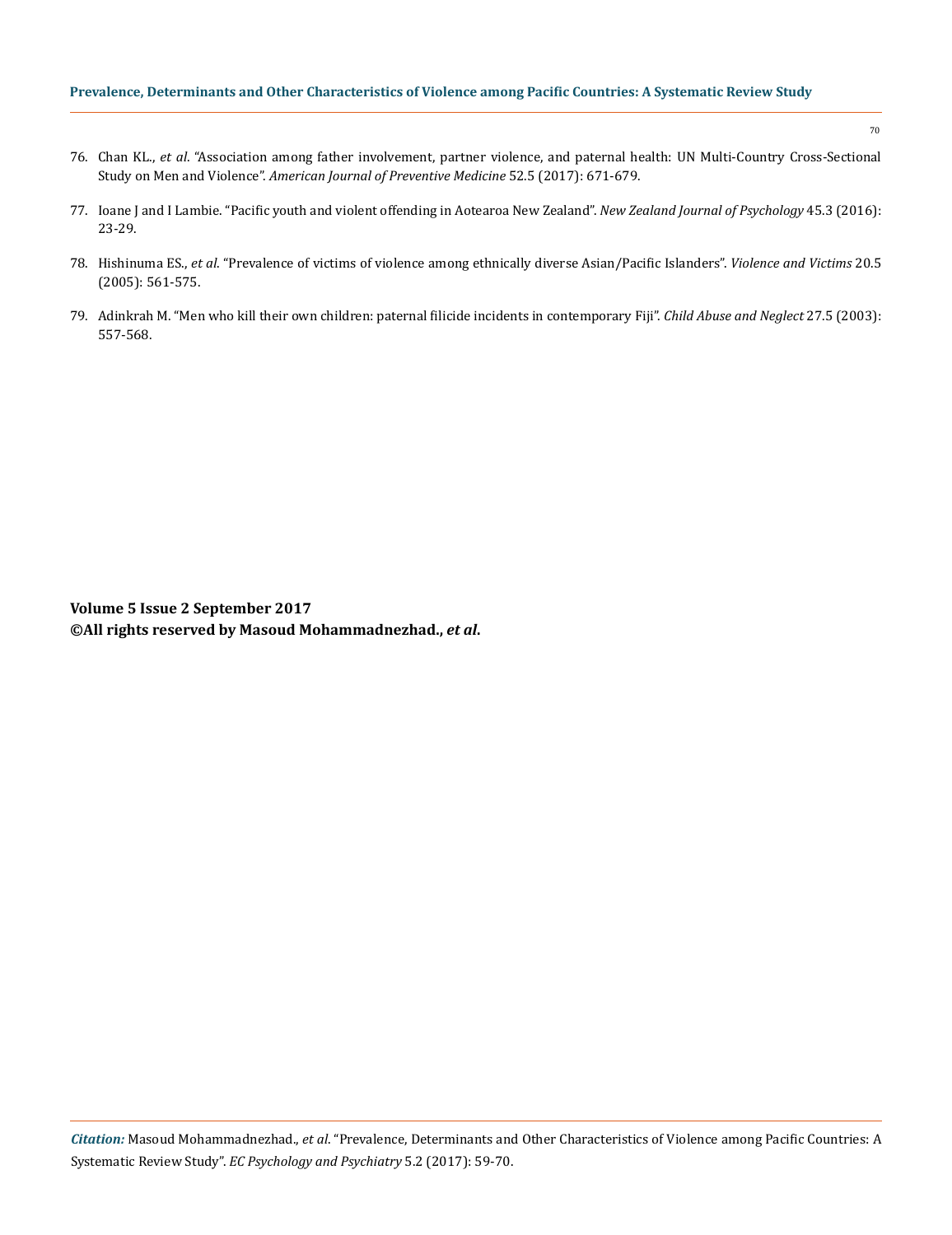76. Chan KL., *et al*. "Association among father involvement, partner violence, and paternal health: UN Multi-Country Cross-Sectional Study on Men and Violence". *American Journal of Preventive Medicine* 52.5 (2017): 671-679.

77. Ioane J and I Lambie. "Pacific youth and violent offending in Aotearoa New Zealand". *New Zealand Journal of Psychology* 45.3 (2016): 23-29.

78. Hishinuma ES., *et al*. "Prevalence of victims of violence among ethnically diverse Asian/Pacific Islanders". *Violence and Victims* 20.5 (2005): 561-575.

79. Adinkrah M. "Men who kill their own children: paternal filicide incidents in contemporary Fiji". *Child Abuse and Neglect* 27.5 (2003): 557-568.

**Volume 5 Issue 2 September 2017**
**©All rights reserved by Masoud Mohammadnezhad., *et al*.**